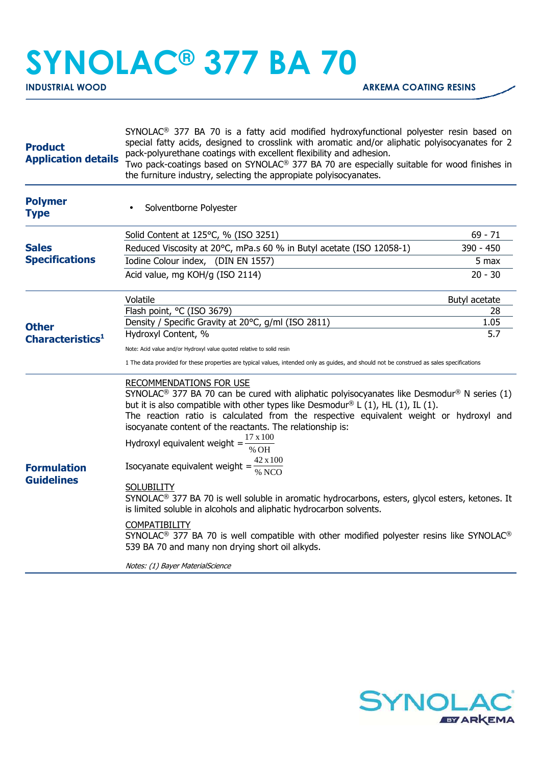# SYNOLAC® 377 BA 70

**INDUSTRIAL WOOD** | **ARKEMA COATING RESINS**

## Product Application details

SYNOLAC® 377 BA 70 is a fatty acid modified hydroxyfunctional polyester resin based on special fatty acids, designed to crosslink with aromatic and/or aliphatic polyisocyanates for 2 pack-polyurethane coatings with excellent flexibility and adhesion.
Two pack-coatings based on SYNOLAC® 377 BA 70 are especially suitable for wood finishes in the furniture industry, selecting the appropiate polyisocyanates.

## Polymer Type

- Solventborne Polyester

## Sales Specifications

| Property | Value |
|---|---|
| Solid Content at 125°C, % (ISO 3251) | 69 - 71 |
| Reduced Viscosity at 20°C, mPa.s 60 % in Butyl acetate (ISO 12058-1) | 390 - 450 |
| Iodine Colour index, (DIN EN 1557) | 5 max |
| Acid value, mg KOH/g (ISO 2114) | 20 - 30 |

## Other Characteristics[1]

| Property | Value |
|---|---|
| Volatile | Butyl acetate |
| Flash point, °C (ISO 3679) | 28 |
| Density / Specific Gravity at 20°C, g/ml (ISO 2811) | 1.05 |
| Hydroxyl Content, % | 5.7 |

Note: Acid value and/or Hydroxyl value quoted relative to solid resin

1 The data provided for these properties are typical values, intended only as guides, and should not be construed as sales specifications

## Formulation Guidelines

RECOMMENDATIONS FOR USE

SYNOLAC® 377 BA 70 can be cured with aliphatic polyisocyanates like Desmodur® N series (1) but it is also compatible with other types like Desmodur® L (1), HL (1), IL (1).
The reaction ratio is calculated from the respective equivalent weight or hydroxyl and isocyanate content of the reactants. The relationship is:

$$\text{Hydroxyl equivalent weight} = \frac{17 \times 100}{\%\,OH}$$

$$\text{Isocyanate equivalent weight} = \frac{42 \times 100}{\%\,NCO}$$

SOLUBILITY

SYNOLAC® 377 BA 70 is well soluble in aromatic hydrocarbons, esters, glycol esters, ketones. It is limited soluble in alcohols and aliphatic hydrocarbon solvents.

COMPATIBILITY

SYNOLAC® 377 BA 70 is well compatible with other modified polyester resins like SYNOLAC® 539 BA 70 and many non drying short oil alkyds.

*Notes: (1) Bayer MaterialScience*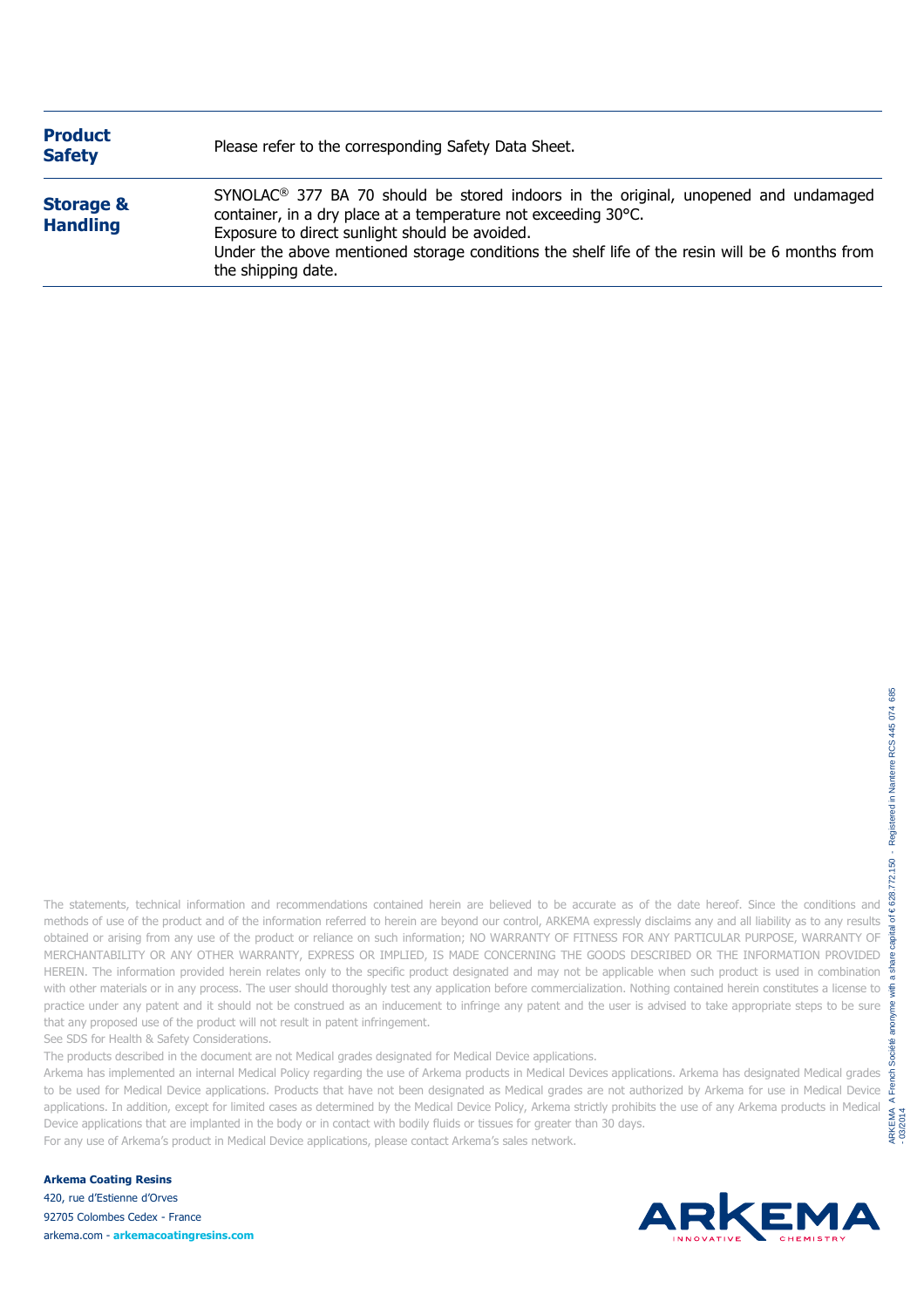| | |
|---|---|
| **Product Safety** | Please refer to the corresponding Safety Data Sheet. |
| **Storage & Handling** | SYNOLAC® 377 BA 70 should be stored indoors in the original, unopened and undamaged container, in a dry place at a temperature not exceeding 30°C. Exposure to direct sunlight should be avoided. Under the above mentioned storage conditions the shelf life of the resin will be 6 months from the shipping date. |

The statements, technical information and recommendations contained herein are believed to be accurate as of the date hereof. Since the conditions and methods of use of the product and of the information referred to herein are beyond our control, ARKEMA expressly disclaims any and all liability as to any results obtained or arising from any use of the product or reliance on such information; NO WARRANTY OF FITNESS FOR ANY PARTICULAR PURPOSE, WARRANTY OF MERCHANTABILITY OR ANY OTHER WARRANTY, EXPRESS OR IMPLIED, IS MADE CONCERNING THE GOODS DESCRIBED OR THE INFORMATION PROVIDED HEREIN. The information provided herein relates only to the specific product designated and may not be applicable when such product is used in combination with other materials or in any process. The user should thoroughly test any application before commercialization. Nothing contained herein constitutes a license to practice under any patent and it should not be construed as an inducement to infringe any patent and the user is advised to take appropriate steps to be sure that any proposed use of the product will not result in patent infringement.
See SDS for Health & Safety Considerations.

The products described in the document are not Medical grades designated for Medical Device applications.
Arkema has implemented an internal Medical Policy regarding the use of Arkema products in Medical Devices applications. Arkema has designated Medical grades to be used for Medical Device applications. Products that have not been designated as Medical grades are not authorized by Arkema for use in Medical Device applications. In addition, except for limited cases as determined by the Medical Device Policy, Arkema strictly prohibits the use of any Arkema products in Medical Device applications that are implanted in the body or in contact with bodily fluids or tissues for greater than 30 days.
For any use of Arkema's product in Medical Device applications, please contact Arkema's sales network.

**Arkema Coating Resins**
420, rue d'Estienne d'Orves
92705 Colombes Cedex - France
arkema.com - **arkemacoatingresins.com**

ARKEMA A French Société anonyme with a share capital of € 628.772.150 - Registered in Nanterre RCS 445 074 685 - 03/2014